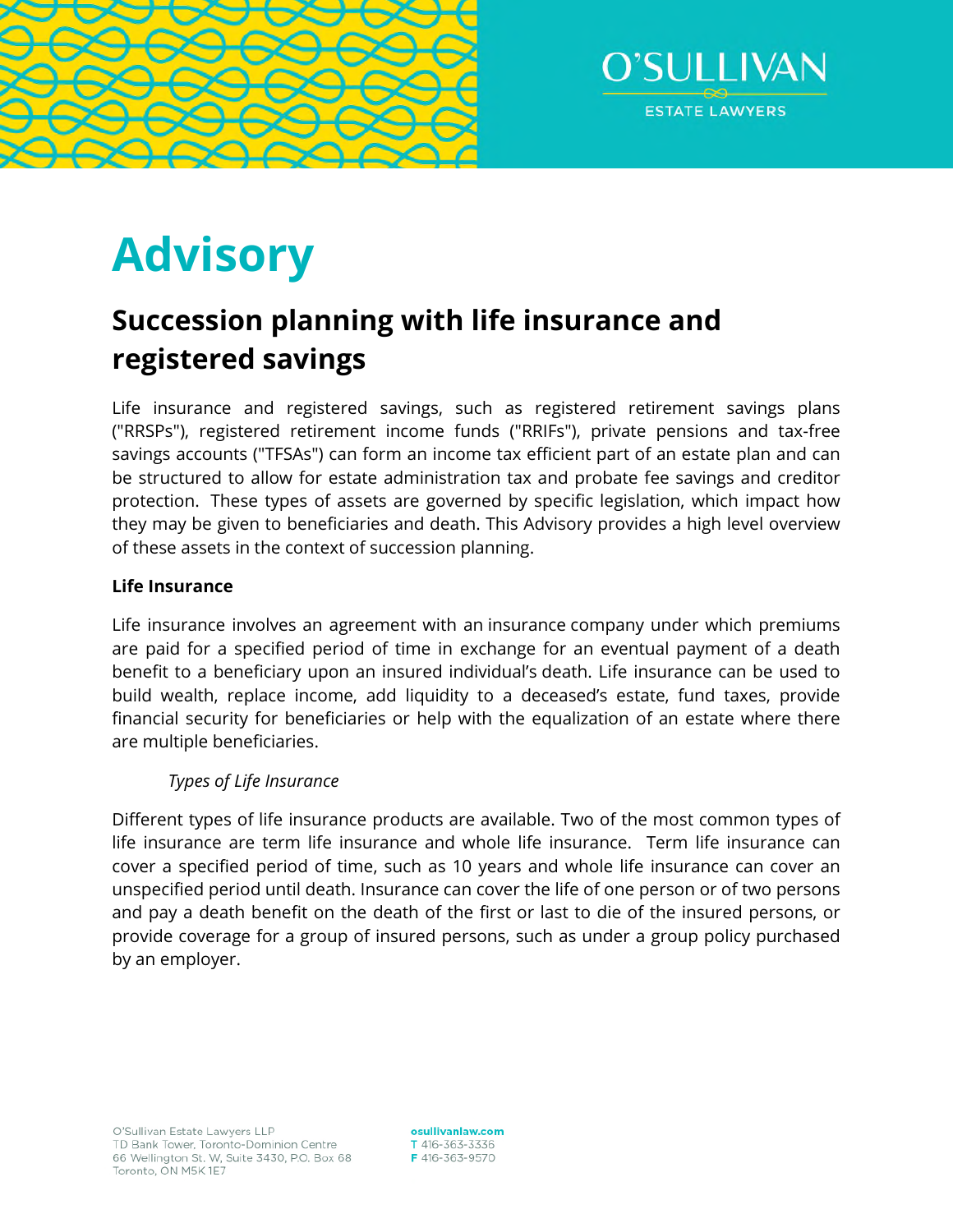# Advisory

## Succession planning with life insurance and registered savings

Life insurance and registered savings, such as registered retirement savings plans ("RRSPs"), registered retirement income funds ("RRIFs"), private pensions and tax-free savings accounts ("TFSAs") can form an income tax efficient part of an estate plan and can be structured to allow for estate administration tax and probate fee savings and creditor protection. These types of assets are governed by specific legislation, which impact how they may be given to beneficiaries and death. This Advisory provides a high level overview of these assets in the context of succession planning.

**Life Insurance**

Life insurance involves an agreement with an insurance company under which premiums are paid for a specified period of time in exchange for an eventual payment of a death benefit to a beneficiary upon an insured individual's death. Life insurance can be used to build wealth, replace income, add liquidity to a deceased's estate, fund taxes, provide financial security for beneficiaries or help with the equalization of an estate where there are multiple beneficiaries.

*Types of Life Insurance*

Different types of life insurance products are available. Two of the most common types of life insurance are term life insurance and whole life insurance. Term life insurance can cover a specified period of time, such as 10 years and whole life insurance can cover an unspecified period until death. Insurance can cover the life of one person or of two persons and pay a death benefit on the death of the first or last to die of the insured persons, or provide coverage for a group of insured persons, such as under a group policy purchased by an employer.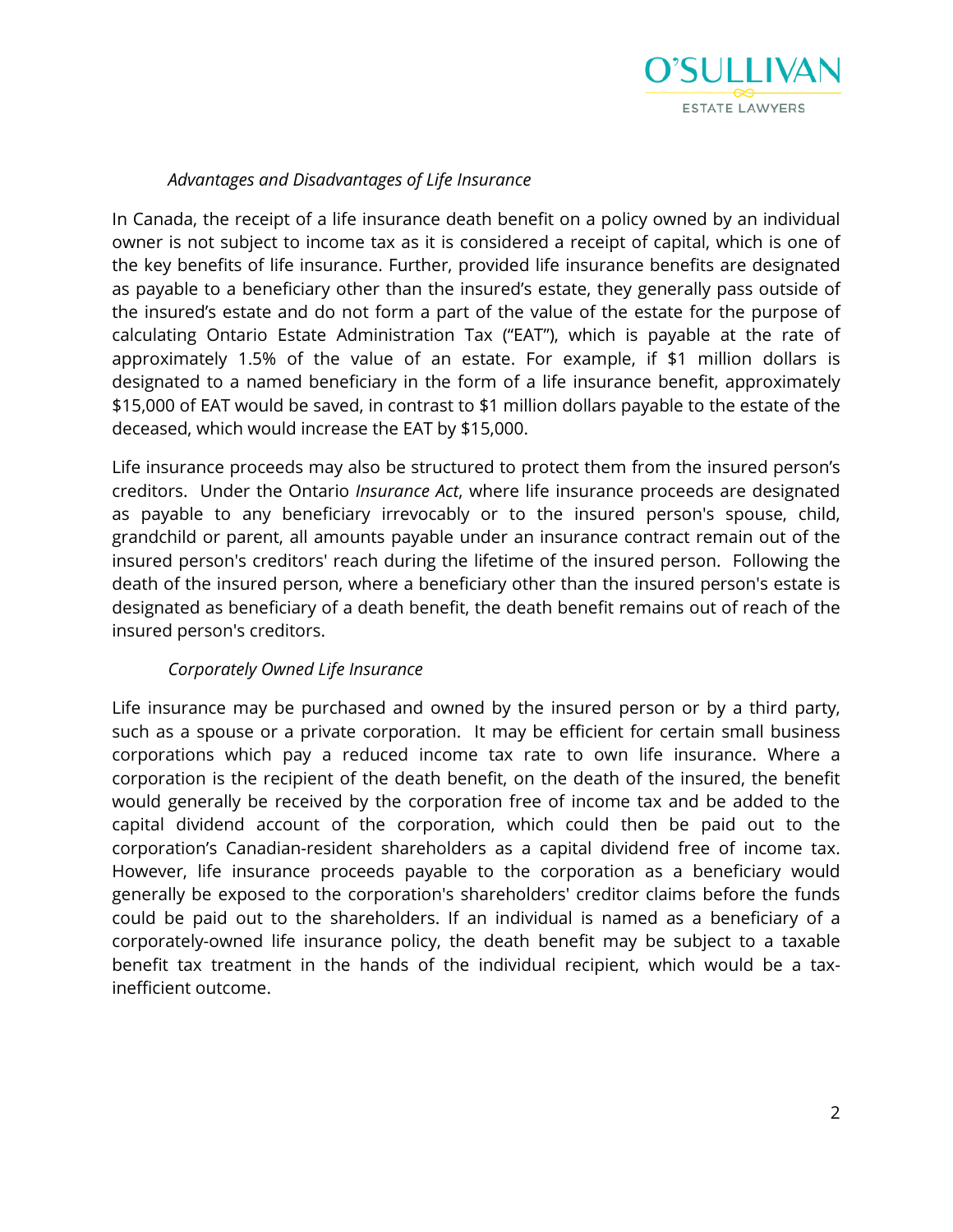### *Advantages and Disadvantages of Life Insurance*

In Canada, the receipt of a life insurance death benefit on a policy owned by an individual owner is not subject to income tax as it is considered a receipt of capital, which is one of the key benefits of life insurance. Further, provided life insurance benefits are designated as payable to a beneficiary other than the insured's estate, they generally pass outside of the insured's estate and do not form a part of the value of the estate for the purpose of calculating Ontario Estate Administration Tax ("EAT"), which is payable at the rate of approximately 1.5% of the value of an estate. For example, if $1 million dollars is designated to a named beneficiary in the form of a life insurance benefit, approximately $15,000 of EAT would be saved, in contrast to $1 million dollars payable to the estate of the deceased, which would increase the EAT by $15,000.

Life insurance proceeds may also be structured to protect them from the insured person's creditors. Under the Ontario *Insurance Act*, where life insurance proceeds are designated as payable to any beneficiary irrevocably or to the insured person's spouse, child, grandchild or parent, all amounts payable under an insurance contract remain out of the insured person's creditors' reach during the lifetime of the insured person. Following the death of the insured person, where a beneficiary other than the insured person's estate is designated as beneficiary of a death benefit, the death benefit remains out of reach of the insured person's creditors.

### *Corporately Owned Life Insurance*

Life insurance may be purchased and owned by the insured person or by a third party, such as a spouse or a private corporation. It may be efficient for certain small business corporations which pay a reduced income tax rate to own life insurance. Where a corporation is the recipient of the death benefit, on the death of the insured, the benefit would generally be received by the corporation free of income tax and be added to the capital dividend account of the corporation, which could then be paid out to the corporation's Canadian-resident shareholders as a capital dividend free of income tax. However, life insurance proceeds payable to the corporation as a beneficiary would generally be exposed to the corporation's shareholders' creditor claims before the funds could be paid out to the shareholders. If an individual is named as a beneficiary of a corporately-owned life insurance policy, the death benefit may be subject to a taxable benefit tax treatment in the hands of the individual recipient, which would be a tax-inefficient outcome.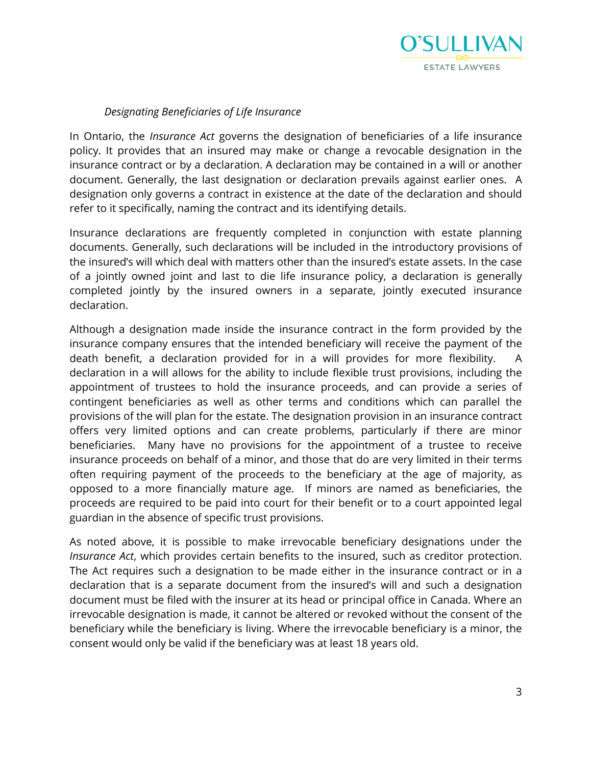### *Designating Beneficiaries of Life Insurance*

In Ontario, the *Insurance Act* governs the designation of beneficiaries of a life insurance policy. It provides that an insured may make or change a revocable designation in the insurance contract or by a declaration. A declaration may be contained in a will or another document. Generally, the last designation or declaration prevails against earlier ones. A designation only governs a contract in existence at the date of the declaration and should refer to it specifically, naming the contract and its identifying details.

Insurance declarations are frequently completed in conjunction with estate planning documents. Generally, such declarations will be included in the introductory provisions of the insured's will which deal with matters other than the insured's estate assets. In the case of a jointly owned joint and last to die life insurance policy, a declaration is generally completed jointly by the insured owners in a separate, jointly executed insurance declaration.

Although a designation made inside the insurance contract in the form provided by the insurance company ensures that the intended beneficiary will receive the payment of the death benefit, a declaration provided for in a will provides for more flexibility. A declaration in a will allows for the ability to include flexible trust provisions, including the appointment of trustees to hold the insurance proceeds, and can provide a series of contingent beneficiaries as well as other terms and conditions which can parallel the provisions of the will plan for the estate. The designation provision in an insurance contract offers very limited options and can create problems, particularly if there are minor beneficiaries. Many have no provisions for the appointment of a trustee to receive insurance proceeds on behalf of a minor, and those that do are very limited in their terms often requiring payment of the proceeds to the beneficiary at the age of majority, as opposed to a more financially mature age. If minors are named as beneficiaries, the proceeds are required to be paid into court for their benefit or to a court appointed legal guardian in the absence of specific trust provisions.

As noted above, it is possible to make irrevocable beneficiary designations under the *Insurance Act*, which provides certain benefits to the insured, such as creditor protection. The Act requires such a designation to be made either in the insurance contract or in a declaration that is a separate document from the insured's will and such a designation document must be filed with the insurer at its head or principal office in Canada. Where an irrevocable designation is made, it cannot be altered or revoked without the consent of the beneficiary while the beneficiary is living. Where the irrevocable beneficiary is a minor, the consent would only be valid if the beneficiary was at least 18 years old.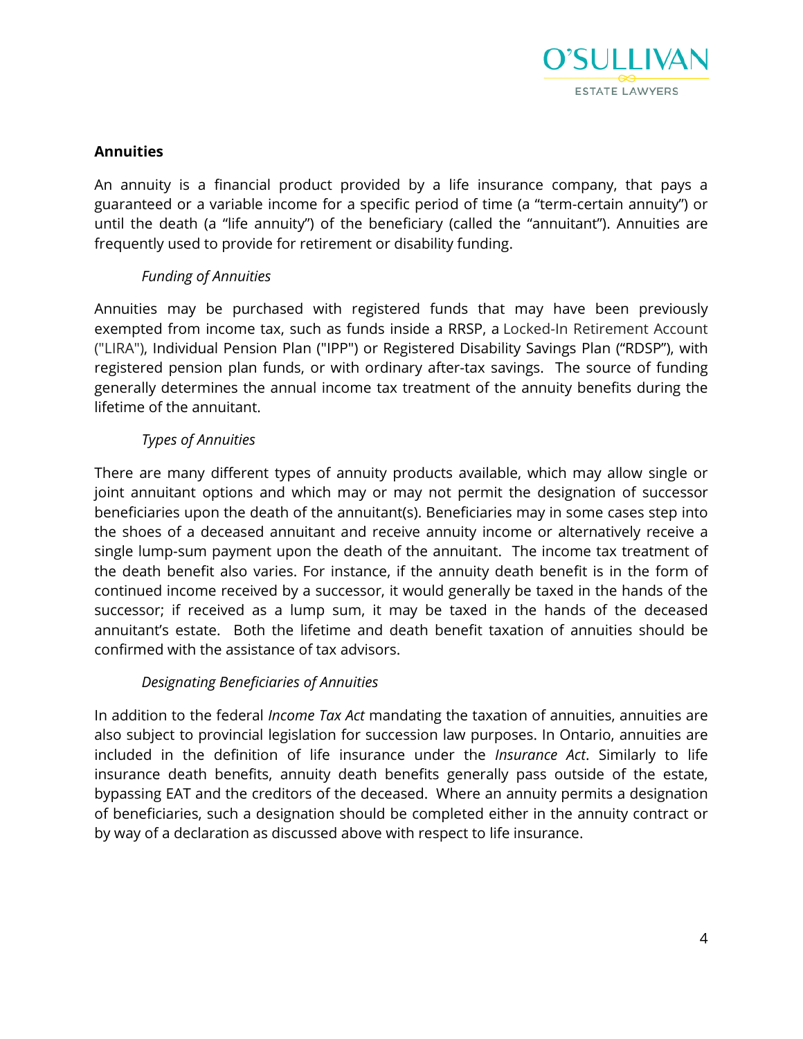## Annuities

An annuity is a financial product provided by a life insurance company, that pays a guaranteed or a variable income for a specific period of time (a "term-certain annuity") or until the death (a "life annuity") of the beneficiary (called the "annuitant"). Annuities are frequently used to provide for retirement or disability funding.

### *Funding of Annuities*

Annuities may be purchased with registered funds that may have been previously exempted from income tax, such as funds inside a RRSP, a Locked-In Retirement Account ("LIRA"), Individual Pension Plan ("IPP") or Registered Disability Savings Plan ("RDSP"), with registered pension plan funds, or with ordinary after-tax savings. The source of funding generally determines the annual income tax treatment of the annuity benefits during the lifetime of the annuitant.

### *Types of Annuities*

There are many different types of annuity products available, which may allow single or joint annuitant options and which may or may not permit the designation of successor beneficiaries upon the death of the annuitant(s). Beneficiaries may in some cases step into the shoes of a deceased annuitant and receive annuity income or alternatively receive a single lump-sum payment upon the death of the annuitant. The income tax treatment of the death benefit also varies. For instance, if the annuity death benefit is in the form of continued income received by a successor, it would generally be taxed in the hands of the successor; if received as a lump sum, it may be taxed in the hands of the deceased annuitant's estate. Both the lifetime and death benefit taxation of annuities should be confirmed with the assistance of tax advisors.

### *Designating Beneficiaries of Annuities*

In addition to the federal *Income Tax Act* mandating the taxation of annuities, annuities are also subject to provincial legislation for succession law purposes. In Ontario, annuities are included in the definition of life insurance under the *Insurance Act*. Similarly to life insurance death benefits, annuity death benefits generally pass outside of the estate, bypassing EAT and the creditors of the deceased. Where an annuity permits a designation of beneficiaries, such a designation should be completed either in the annuity contract or by way of a declaration as discussed above with respect to life insurance.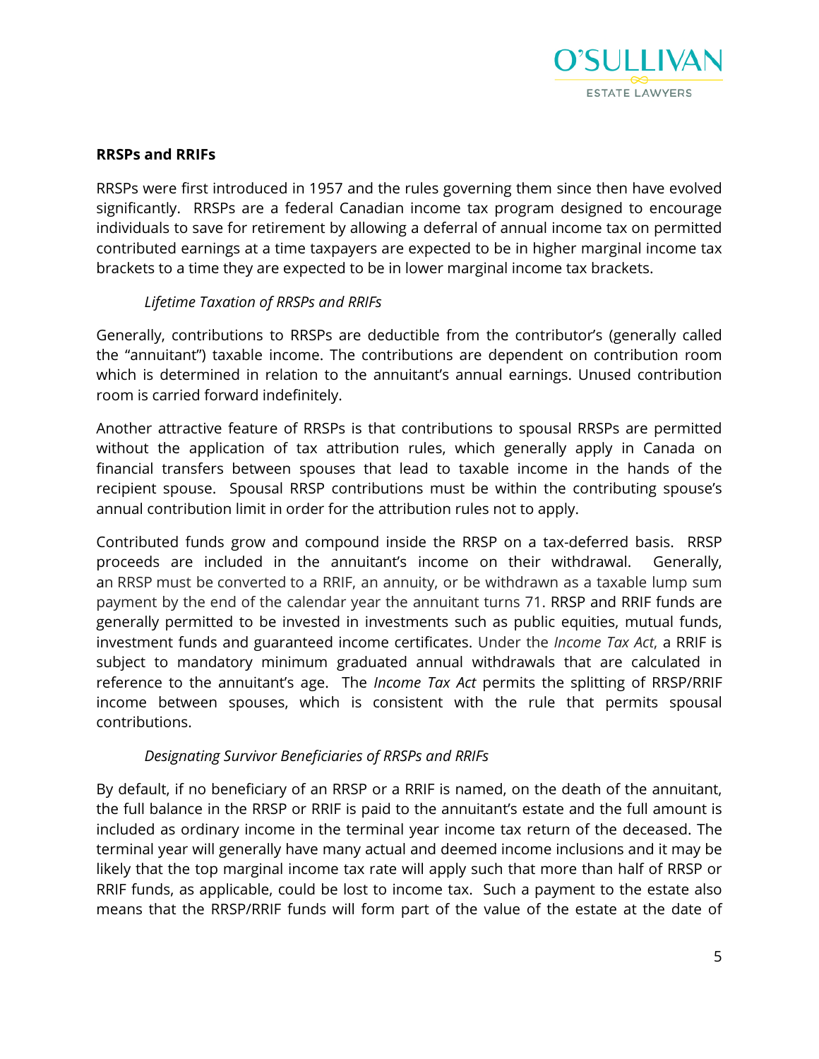**RRSPs and RRIFs**

RRSPs were first introduced in 1957 and the rules governing them since then have evolved significantly. RRSPs are a federal Canadian income tax program designed to encourage individuals to save for retirement by allowing a deferral of annual income tax on permitted contributed earnings at a time taxpayers are expected to be in higher marginal income tax brackets to a time they are expected to be in lower marginal income tax brackets.

*Lifetime Taxation of RRSPs and RRIFs*

Generally, contributions to RRSPs are deductible from the contributor's (generally called the "annuitant") taxable income. The contributions are dependent on contribution room which is determined in relation to the annuitant's annual earnings. Unused contribution room is carried forward indefinitely.

Another attractive feature of RRSPs is that contributions to spousal RRSPs are permitted without the application of tax attribution rules, which generally apply in Canada on financial transfers between spouses that lead to taxable income in the hands of the recipient spouse. Spousal RRSP contributions must be within the contributing spouse's annual contribution limit in order for the attribution rules not to apply.

Contributed funds grow and compound inside the RRSP on a tax-deferred basis. RRSP proceeds are included in the annuitant's income on their withdrawal. Generally, an RRSP must be converted to a RRIF, an annuity, or be withdrawn as a taxable lump sum payment by the end of the calendar year the annuitant turns 71. RRSP and RRIF funds are generally permitted to be invested in investments such as public equities, mutual funds, investment funds and guaranteed income certificates. Under the *Income Tax Act*, a RRIF is subject to mandatory minimum graduated annual withdrawals that are calculated in reference to the annuitant's age. The *Income Tax Act* permits the splitting of RRSP/RRIF income between spouses, which is consistent with the rule that permits spousal contributions.

*Designating Survivor Beneficiaries of RRSPs and RRIFs*

By default, if no beneficiary of an RRSP or a RRIF is named, on the death of the annuitant, the full balance in the RRSP or RRIF is paid to the annuitant's estate and the full amount is included as ordinary income in the terminal year income tax return of the deceased. The terminal year will generally have many actual and deemed income inclusions and it may be likely that the top marginal income tax rate will apply such that more than half of RRSP or RRIF funds, as applicable, could be lost to income tax. Such a payment to the estate also means that the RRSP/RRIF funds will form part of the value of the estate at the date of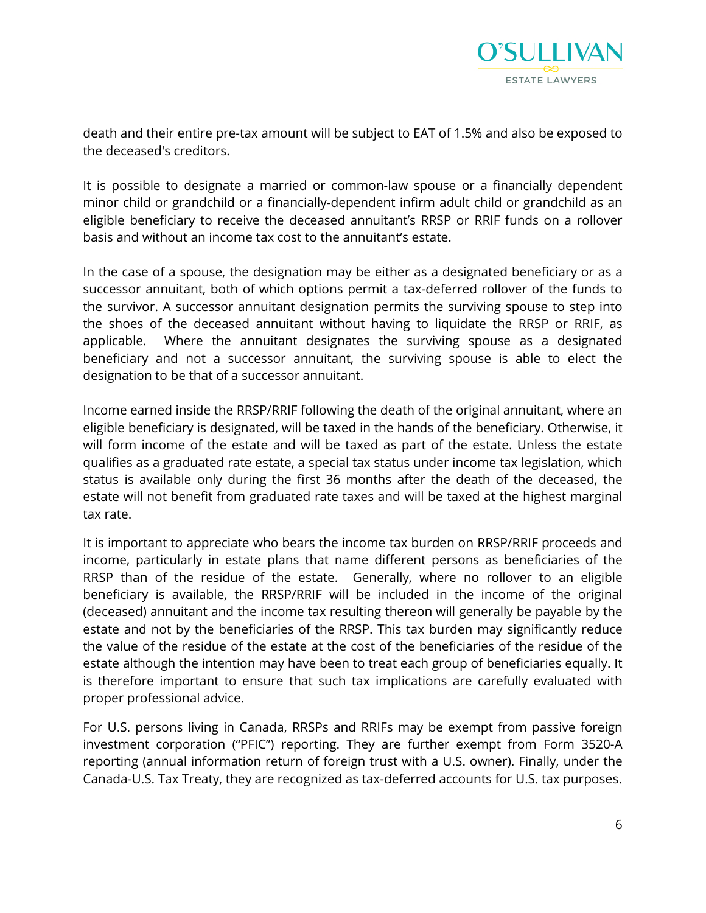death and their entire pre-tax amount will be subject to EAT of 1.5% and also be exposed to the deceased's creditors.

It is possible to designate a married or common-law spouse or a financially dependent minor child or grandchild or a financially-dependent infirm adult child or grandchild as an eligible beneficiary to receive the deceased annuitant's RRSP or RRIF funds on a rollover basis and without an income tax cost to the annuitant's estate.

In the case of a spouse, the designation may be either as a designated beneficiary or as a successor annuitant, both of which options permit a tax-deferred rollover of the funds to the survivor. A successor annuitant designation permits the surviving spouse to step into the shoes of the deceased annuitant without having to liquidate the RRSP or RRIF, as applicable. Where the annuitant designates the surviving spouse as a designated beneficiary and not a successor annuitant, the surviving spouse is able to elect the designation to be that of a successor annuitant.

Income earned inside the RRSP/RRIF following the death of the original annuitant, where an eligible beneficiary is designated, will be taxed in the hands of the beneficiary. Otherwise, it will form income of the estate and will be taxed as part of the estate. Unless the estate qualifies as a graduated rate estate, a special tax status under income tax legislation, which status is available only during the first 36 months after the death of the deceased, the estate will not benefit from graduated rate taxes and will be taxed at the highest marginal tax rate.

It is important to appreciate who bears the income tax burden on RRSP/RRIF proceeds and income, particularly in estate plans that name different persons as beneficiaries of the RRSP than of the residue of the estate. Generally, where no rollover to an eligible beneficiary is available, the RRSP/RRIF will be included in the income of the original (deceased) annuitant and the income tax resulting thereon will generally be payable by the estate and not by the beneficiaries of the RRSP. This tax burden may significantly reduce the value of the residue of the estate at the cost of the beneficiaries of the residue of the estate although the intention may have been to treat each group of beneficiaries equally. It is therefore important to ensure that such tax implications are carefully evaluated with proper professional advice.

For U.S. persons living in Canada, RRSPs and RRIFs may be exempt from passive foreign investment corporation ("PFIC") reporting. They are further exempt from Form 3520-A reporting (annual information return of foreign trust with a U.S. owner). Finally, under the Canada-U.S. Tax Treaty, they are recognized as tax-deferred accounts for U.S. tax purposes.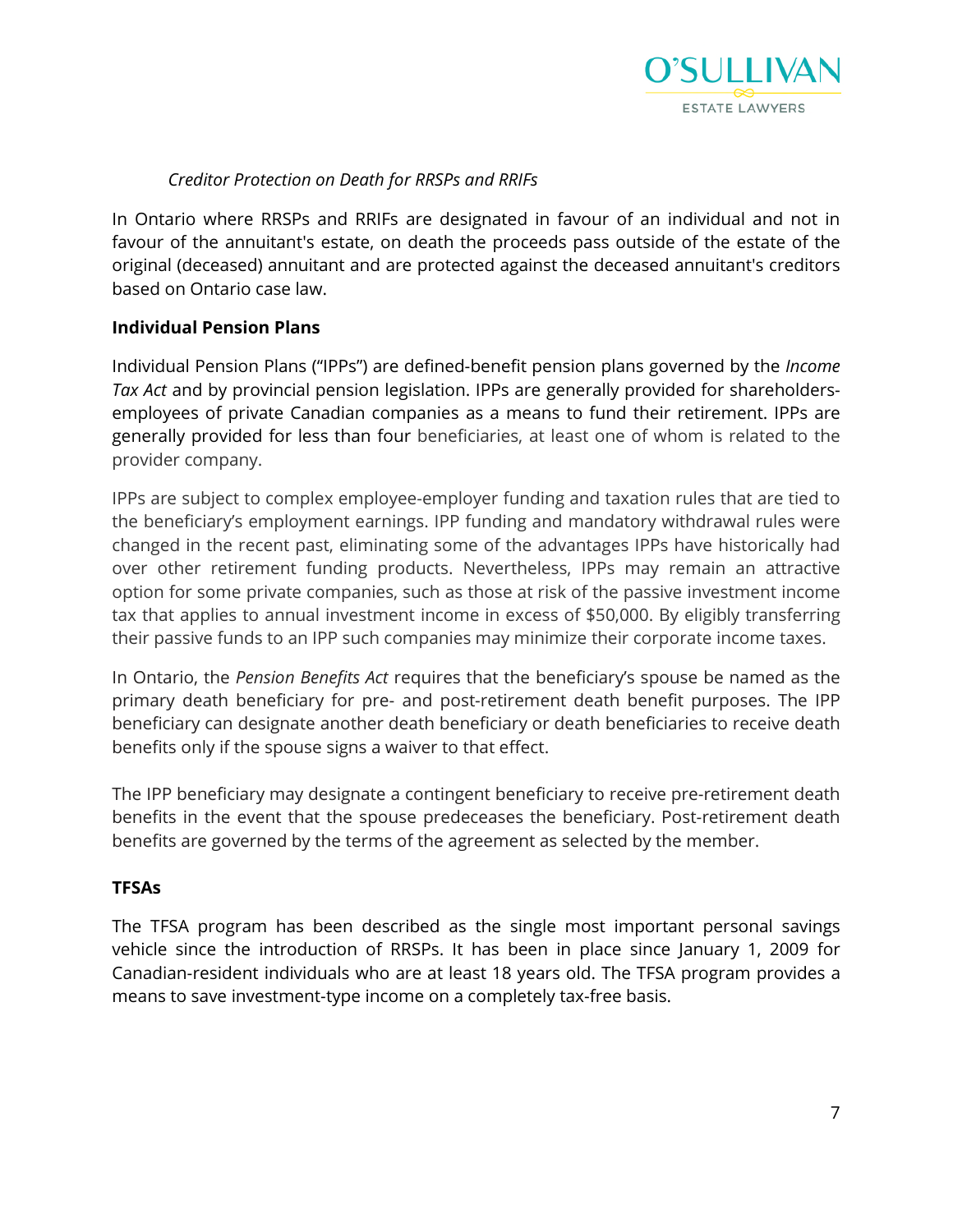*Creditor Protection on Death for RRSPs and RRIFs*

In Ontario where RRSPs and RRIFs are designated in favour of an individual and not in favour of the annuitant's estate, on death the proceeds pass outside of the estate of the original (deceased) annuitant and are protected against the deceased annuitant's creditors based on Ontario case law.

**Individual Pension Plans**

Individual Pension Plans ("IPPs") are defined-benefit pension plans governed by the *Income Tax Act* and by provincial pension legislation. IPPs are generally provided for shareholders-employees of private Canadian companies as a means to fund their retirement. IPPs are generally provided for less than four beneficiaries, at least one of whom is related to the provider company.

IPPs are subject to complex employee-employer funding and taxation rules that are tied to the beneficiary's employment earnings. IPP funding and mandatory withdrawal rules were changed in the recent past, eliminating some of the advantages IPPs have historically had over other retirement funding products. Nevertheless, IPPs may remain an attractive option for some private companies, such as those at risk of the passive investment income tax that applies to annual investment income in excess of $50,000. By eligibly transferring their passive funds to an IPP such companies may minimize their corporate income taxes.

In Ontario, the *Pension Benefits Act* requires that the beneficiary's spouse be named as the primary death beneficiary for pre- and post-retirement death benefit purposes. The IPP beneficiary can designate another death beneficiary or death beneficiaries to receive death benefits only if the spouse signs a waiver to that effect.

The IPP beneficiary may designate a contingent beneficiary to receive pre-retirement death benefits in the event that the spouse predeceases the beneficiary. Post-retirement death benefits are governed by the terms of the agreement as selected by the member.

**TFSAs**

The TFSA program has been described as the single most important personal savings vehicle since the introduction of RRSPs. It has been in place since January 1, 2009 for Canadian-resident individuals who are at least 18 years old. The TFSA program provides a means to save investment-type income on a completely tax-free basis.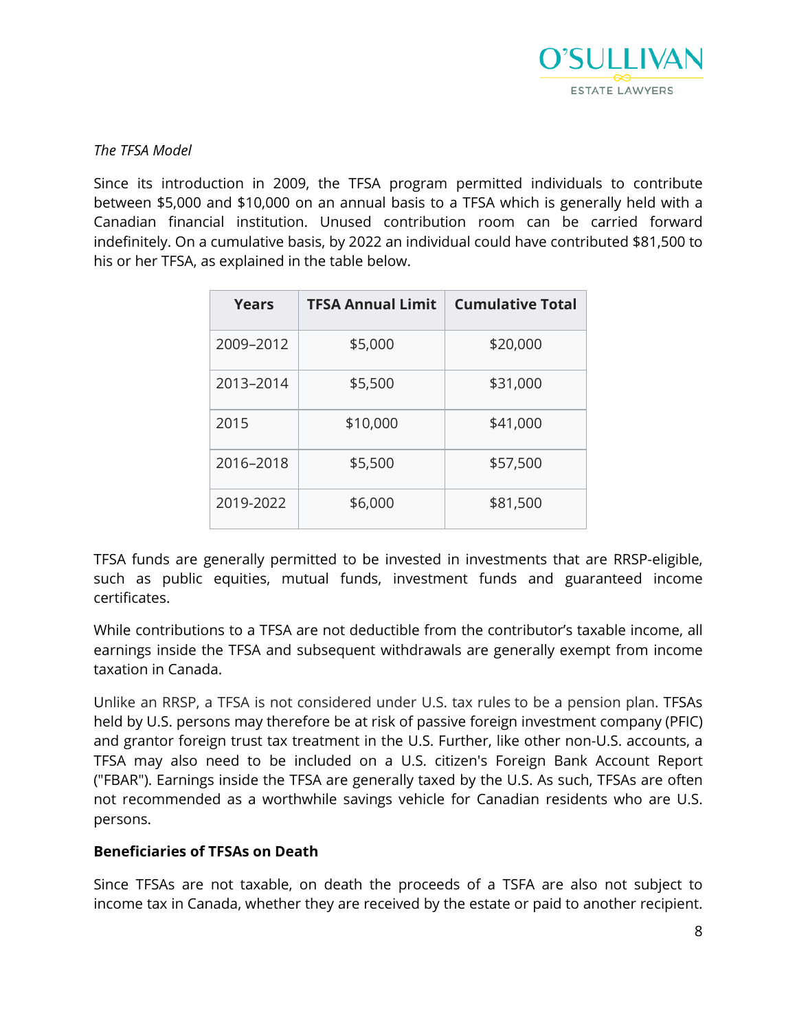*The TFSA Model*

Since its introduction in 2009, the TFSA program permitted individuals to contribute between $5,000 and $10,000 on an annual basis to a TFSA which is generally held with a Canadian financial institution. Unused contribution room can be carried forward indefinitely. On a cumulative basis, by 2022 an individual could have contributed $81,500 to his or her TFSA, as explained in the table below.

| Years | TFSA Annual Limit | Cumulative Total |
|---|---|---|
| 2009–2012 | $5,000 | $20,000 |
| 2013–2014 | $5,500 | $31,000 |
| 2015 | $10,000 | $41,000 |
| 2016–2018 | $5,500 | $57,500 |
| 2019-2022 | $6,000 | $81,500 |

TFSA funds are generally permitted to be invested in investments that are RRSP-eligible, such as public equities, mutual funds, investment funds and guaranteed income certificates.

While contributions to a TFSA are not deductible from the contributor's taxable income, all earnings inside the TFSA and subsequent withdrawals are generally exempt from income taxation in Canada.

Unlike an RRSP, a TFSA is not considered under U.S. tax rules to be a pension plan. TFSAs held by U.S. persons may therefore be at risk of passive foreign investment company (PFIC) and grantor foreign trust tax treatment in the U.S. Further, like other non-U.S. accounts, a TFSA may also need to be included on a U.S. citizen's Foreign Bank Account Report ("FBAR"). Earnings inside the TFSA are generally taxed by the U.S. As such, TFSAs are often not recommended as a worthwhile savings vehicle for Canadian residents who are U.S. persons.

**Beneficiaries of TFSAs on Death**

Since TFSAs are not taxable, on death the proceeds of a TSFA are also not subject to income tax in Canada, whether they are received by the estate or paid to another recipient.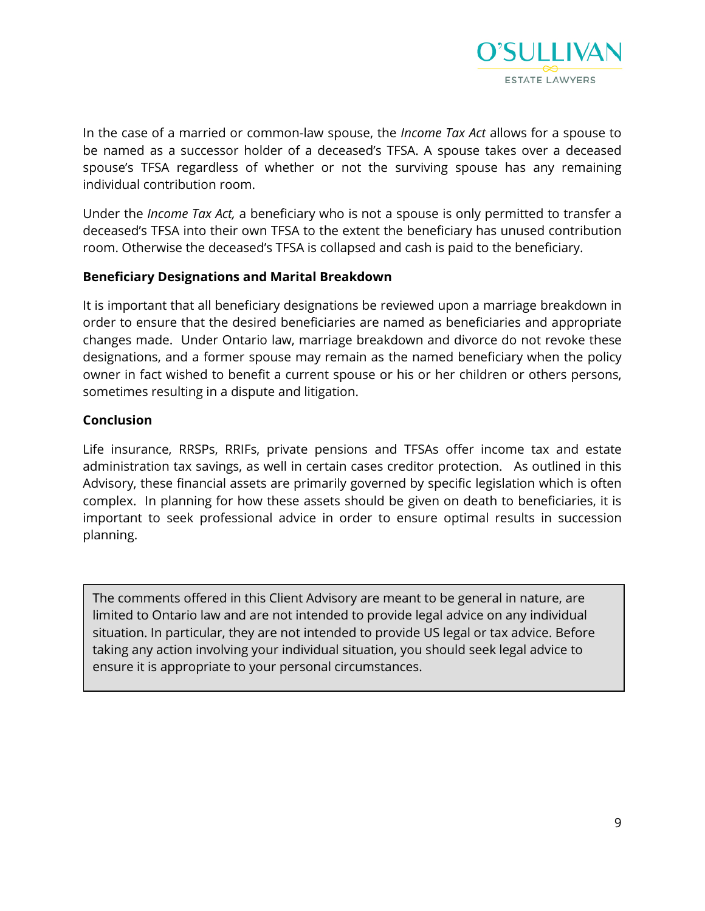In the case of a married or common-law spouse, the *Income Tax Act* allows for a spouse to be named as a successor holder of a deceased's TFSA. A spouse takes over a deceased spouse's TFSA regardless of whether or not the surviving spouse has any remaining individual contribution room.

Under the *Income Tax Act,* a beneficiary who is not a spouse is only permitted to transfer a deceased's TFSA into their own TFSA to the extent the beneficiary has unused contribution room. Otherwise the deceased's TFSA is collapsed and cash is paid to the beneficiary.

**Beneficiary Designations and Marital Breakdown**

It is important that all beneficiary designations be reviewed upon a marriage breakdown in order to ensure that the desired beneficiaries are named as beneficiaries and appropriate changes made. Under Ontario law, marriage breakdown and divorce do not revoke these designations, and a former spouse may remain as the named beneficiary when the policy owner in fact wished to benefit a current spouse or his or her children or others persons, sometimes resulting in a dispute and litigation.

**Conclusion**

Life insurance, RRSPs, RRIFs, private pensions and TFSAs offer income tax and estate administration tax savings, as well in certain cases creditor protection. As outlined in this Advisory, these financial assets are primarily governed by specific legislation which is often complex. In planning for how these assets should be given on death to beneficiaries, it is important to seek professional advice in order to ensure optimal results in succession planning.

The comments offered in this Client Advisory are meant to be general in nature, are limited to Ontario law and are not intended to provide legal advice on any individual situation. In particular, they are not intended to provide US legal or tax advice. Before taking any action involving your individual situation, you should seek legal advice to ensure it is appropriate to your personal circumstances.